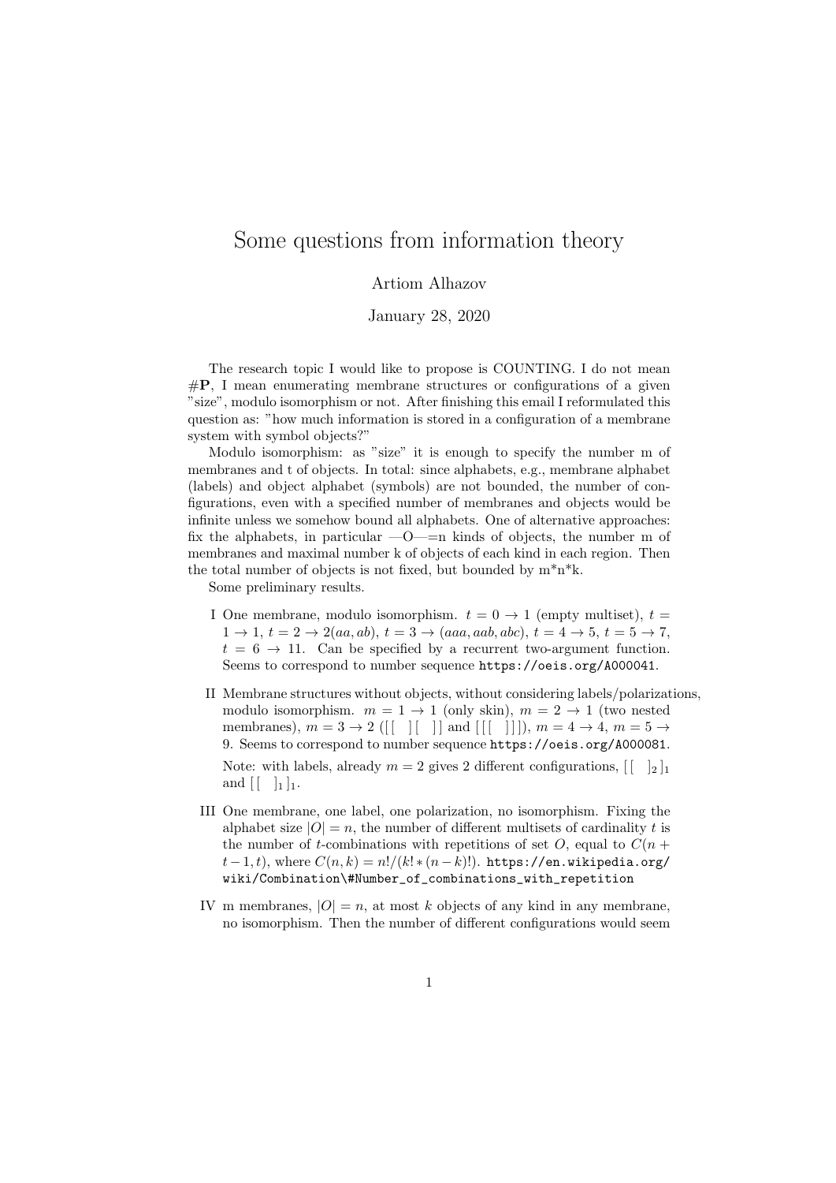# Some questions from information theory

Artiom Alhazov

January 28, 2020

The research topic I would like to propose is COUNTING. I do not mean #**P**, I mean enumerating membrane structures or configurations of a given "size", modulo isomorphism or not. After finishing this email I reformulated this question as: "how much information is stored in a configuration of a membrane system with symbol objects?"

Modulo isomorphism: as "size" it is enough to specify the number m of membranes and t of objects. In total: since alphabets, e.g., membrane alphabet (labels) and object alphabet (symbols) are not bounded, the number of configurations, even with a specified number of membranes and objects would be infinite unless we somehow bound all alphabets. One of alternative approaches: fix the alphabets, in particular —O—=n kinds of objects, the number m of membranes and maximal number k of objects of each kind in each region. Then the total number of objects is not fixed, but bounded by m*n*k.

Some preliminary results.

I One membrane, modulo isomorphism. $t = 0 \to 1$ (empty multiset), $t = 1 \to 1$, $t = 2 \to 2(aa, ab)$, $t = 3 \to (aaa, aab, abc)$, $t = 4 \to 5$, $t = 5 \to 7$, $t = 6 \to 11$. Can be specified by a recurrent two-argument function. Seems to correspond to number sequence https://oeis.org/A000041.

II Membrane structures without objects, without considering labels/polarizations, modulo isomorphism. $m = 1 \to 1$ (only skin), $m = 2 \to 1$ (two nested membranes), $m = 3 \to 2$ ($[\,[\ ]\,[\ ]\,]$ and $[\,[\,[\ ]\,]\,]$), $m = 4 \to 4$, $m = 5 \to 9$. Seems to correspond to number sequence https://oeis.org/A000081.

Note: with labels, already $m = 2$ gives 2 different configurations, $[\,[\ ]_2\,]_1$ and $[\,[\ ]_1\,]_1$.

III One membrane, one label, one polarization, no isomorphism. Fixing the alphabet size $|O| = n$, the number of different multisets of cardinality $t$ is the number of $t$-combinations with repetitions of set $O$, equal to $C(n + t - 1, t)$, where $C(n, k) = n!/(k! * (n - k)!)$. https://en.wikipedia.org/wiki/Combination\#Number_of_combinations_with_repetition

IV m membranes, $|O| = n$, at most $k$ objects of any kind in any membrane, no isomorphism. Then the number of different configurations would seem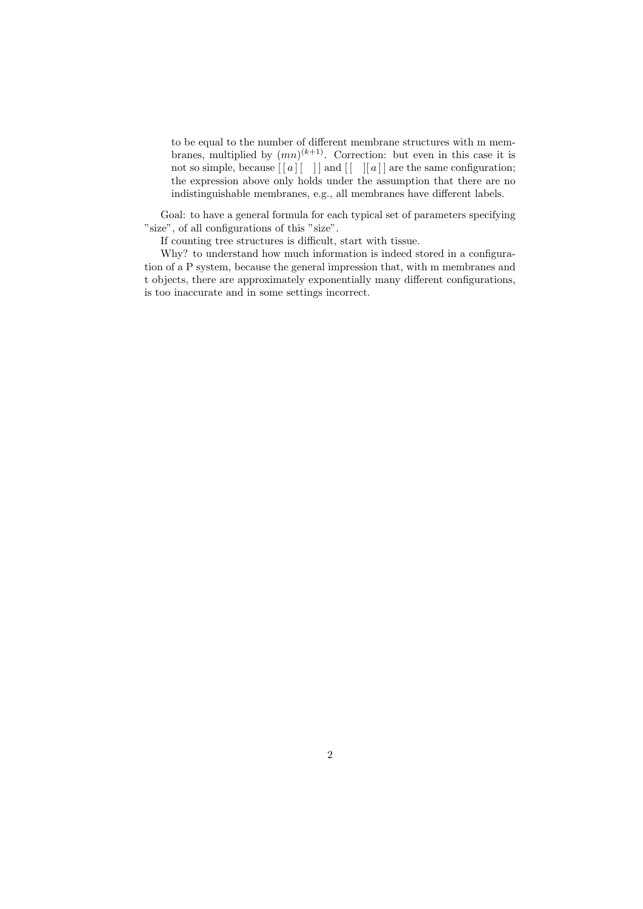to be equal to the number of different membrane structures with m membranes, multiplied by $(mn)^{(k+1)}$. Correction: but even in this case it is not so simple, because $[\,[\,a\,]\,[\quad]\,]$ and $[\,[\quad]\,[\,a\,]\,]$ are the same configuration; the expression above only holds under the assumption that there are no indistinguishable membranes, e.g., all membranes have different labels.

Goal: to have a general formula for each typical set of parameters specifying "size", of all configurations of this "size".

If counting tree structures is difficult, start with tissue.

Why? to understand how much information is indeed stored in a configuration of a P system, because the general impression that, with m membranes and t objects, there are approximately exponentially many different configurations, is too inaccurate and in some settings incorrect.